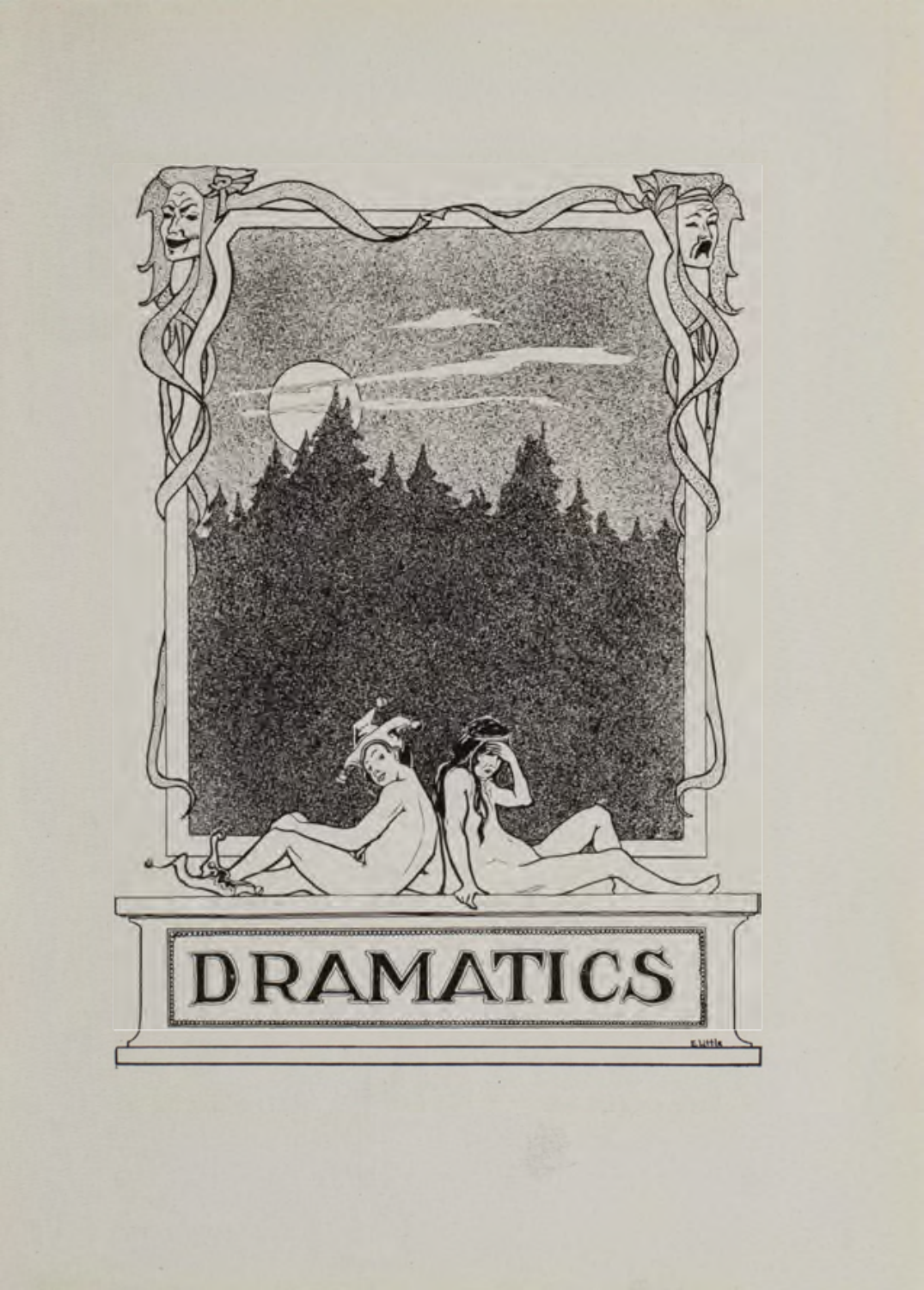# DRAMATICS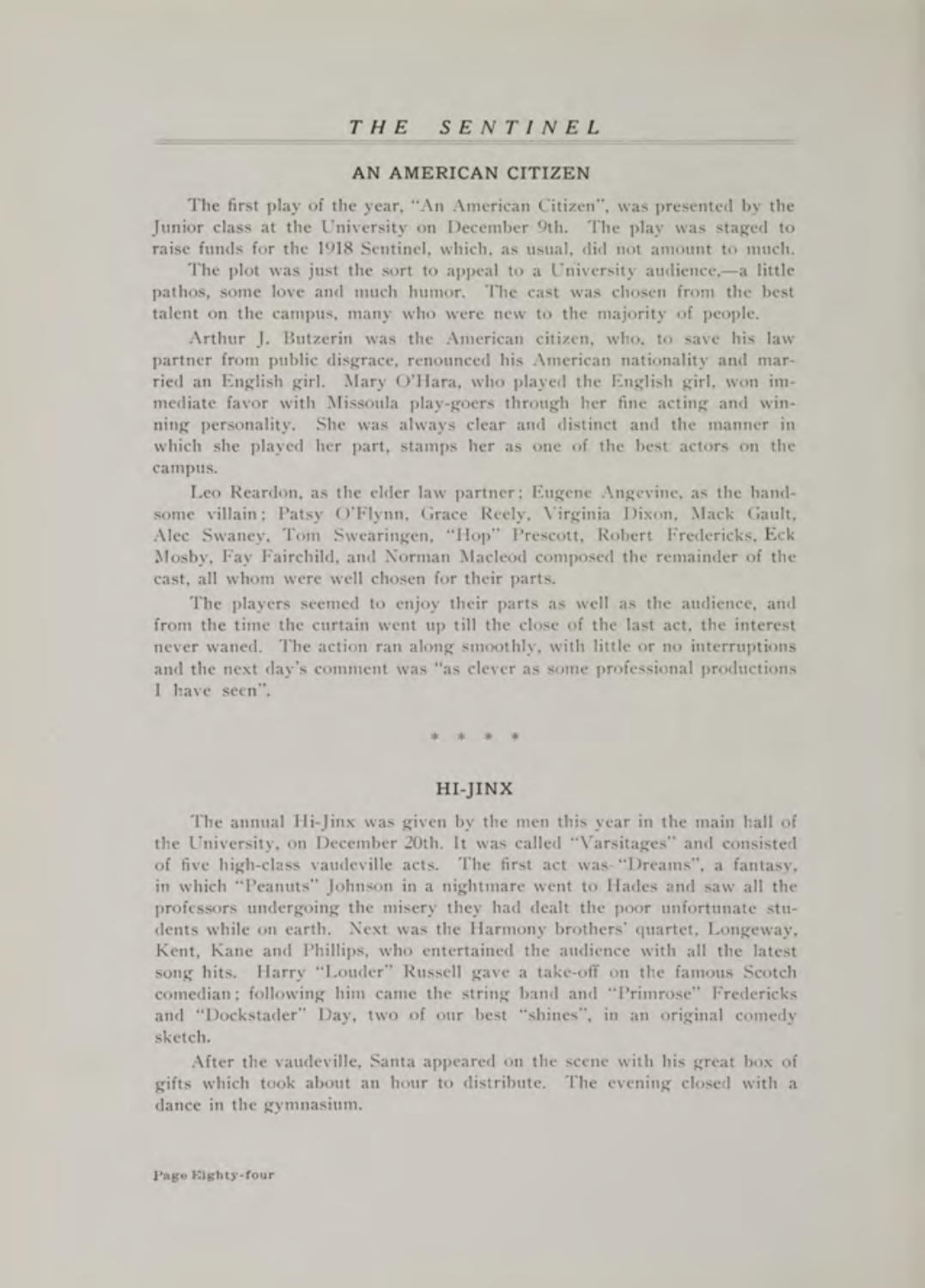## AN AMERICAN CITIZEN

The first play of the year, "An American Citizen", was presented by the Junior class at the University on December 9th. The play was staged to raise funds for the 1918 Sentinel, which, as usual, did not amount to much.

The plot was just the sort to appeal to a University audience,—a little pathos, some love and much humor. The cast was chosen from the best talent on the campus, many who were new to the majority of people.

Arthur J. Butzerin was the American citizen, who, to save his law partner from public disgrace, renounced his American nationality and married an English girl. Mary O'Hara, who played the English girl, won immediate favor with Missoula play-goers through her fine acting and winning personality. She was always clear and distinct and the manner in which she played her part, stamps her as one of the best actors on the campus.

Leo Reardon, as the elder law partner; Eugene Angevine, as the handsome villain; Patsy O'Flynn, Grace Reely, Virginia Dixon, Mack Gault, Alec Swaney, Tom Swearingen, "Hop" Prescott, Robert Fredericks, Eck Mosby, Fay Fairchild, and Norman Macleod composed the remainder of the cast, all whom were well chosen for their parts.

The players seemed to enjoy their parts as well as the audience, and from the time the curtain went up till the close of the last act, the interest never waned. The action ran along smoothly, with little or no interruptions and the next day's comment was "as clever as some professional productions I have seen".

\* \* \* \*

## HI-JINX

The annual Hi-Jinx was given by the men this year in the main hall of the University, on December 20th. It was called "Varsitages" and consisted of five high-class vaudeville acts. The first act was "Dreams", a fantasy, in which "Peanuts" Johnson in a nightmare went to Hades and saw all the professors undergoing the misery they had dealt the poor unfortunate students while on earth. Next was the Harmony brothers' quartet, Longeway, Kent, Kane and Phillips, who entertained the audience with all the latest song hits. Harry "Louder" Russell gave a take-off on the famous Scotch comedian; following him came the string band and "Primrose" Fredericks and "Dockstader" Day, two of our best "shines", in an original comedy sketch.

After the vaudeville, Santa appeared on the scene with his great box of gifts which took about an hour to distribute. The evening closed with a dance in the gymnasium.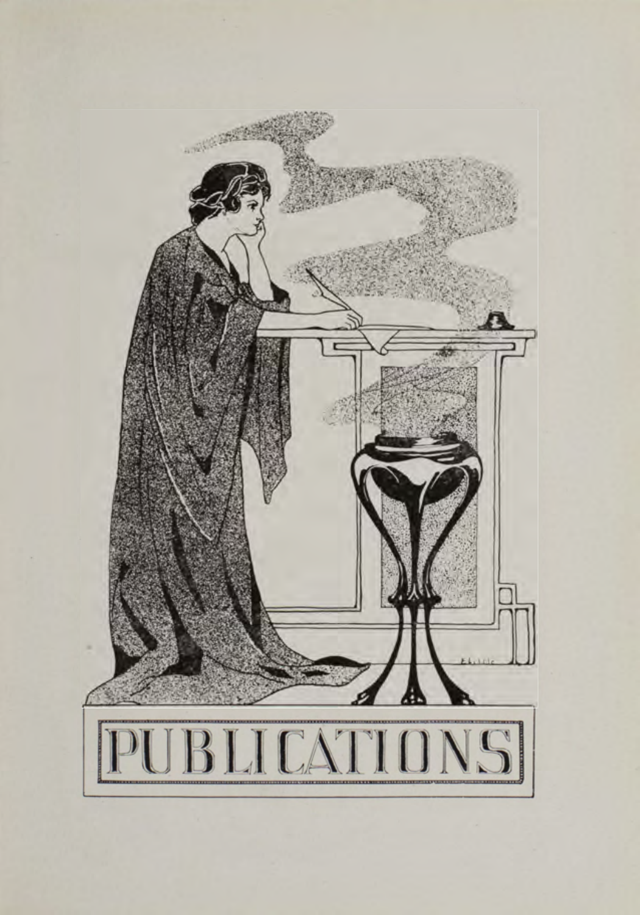# PUBLICATIONS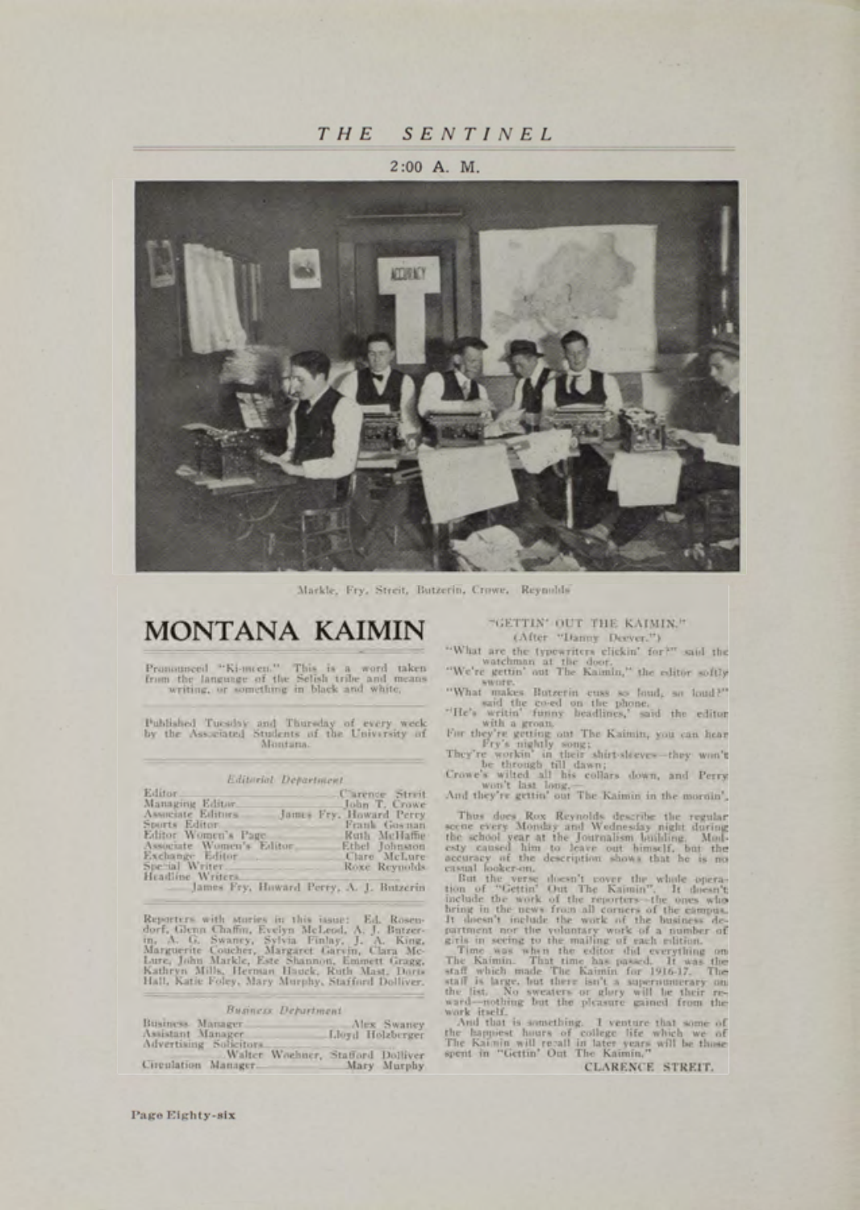2:00 A. M.

Markle, Fry, Streit, Butzerin, Crowe, Reynolds

# MONTANA KAIMIN

Pronounced "Ki-meen." This is a word taken from the language of the Selish tribe and means writing, or something in black and white.

Published Tuesday and Thursday of every week by the Associated Students of the University of Montana.

### *Editorial Department*

| | |
|---|---|
| Editor | Clarence Streit |
| Managing Editor | John T. Crowe |
| Associate Editors | James Fry, Howard Perry |
| Sports Editor | Frank Gosman |
| Editor Women's Page | Ruth McHaffie |
| Associate Women's Editor | Ethel Johnston |
| Exchange Editor | Clare McLure |
| Special Writer | Roxe Reynolds |
| Headline Writers | James Fry, Howard Perry, A. J. Butzerin |

Reporters with stories in this issue: Ed. Rosendorf, Glenn Chaffin, Evelyn McLeod, A. J. Butzerin, A. G. Swaney, Sylvia Finlay, J. A. King, Marguerite Coucher, Margaret Garvin, Clara McLure, John Markle, Este Shannon, Emmett Gragg, Kathryn Mills, Herman Hauck, Ruth Mast, Doris Hall, Katie Foley, Mary Murphy, Stafford Dolliver.

### *Business Department*

| | |
|---|---|
| Business Manager | Alex Swaney |
| Assistant Manager | Lloyd Holzberger |
| Advertising Solicitors | Walter Woehner, Stafford Dolliver |
| Circulation Manager | Mary Murphy |

"GETTIN' OUT THE KAIMIN."
(After "Danny Deever.")

"What are the typewriters clickin' for?" said the watchman at the door.
"We're gettin' out The Kaimin," the editor softly swore.
"What makes Butzerin cuss so loud, so loud?" said the co-ed on the phone.
"He's writin' funny headlines,' said the editor with a groan.
For they're getting out The Kaimin, you can hear Fry's nightly song;
They're workin' in their shirt-sleeves—they won't be through till dawn;
Crowe's wilted all his collars down, and Perry won't last long,—
And they're gettin' out The Kaimin in the mornin'.

Thus does Rox Reynolds describe the regular scene every Monday and Wednesday night during the school year at the Journalism building. Modesty caused him to leave out himself, but the accuracy of the description shows that he is no casual looker-on.

But the verse doesn't cover the whole operation of "Gettin' Out The Kaimin". It doesn't include the work of the reporters—the ones who bring in the news from all corners of the campus. It doesn't include the work of the business department nor the voluntary work of a number of girls in seeing to the mailing of each edition.

Time was when the editor did everything on The Kaimin. That time has passed. It was the staff which made The Kaimin for 1916-17. The staff is large, but there isn't a supernumerary on the list. No sweaters or glory will be their reward—nothing but the pleasure gained from the work itself.

And that is something. I venture that some of the happiest hours of college life which we of The Kaimin will recall in later years will be those spent in "Gettin' Out The Kaimin."

CLARENCE STREIT.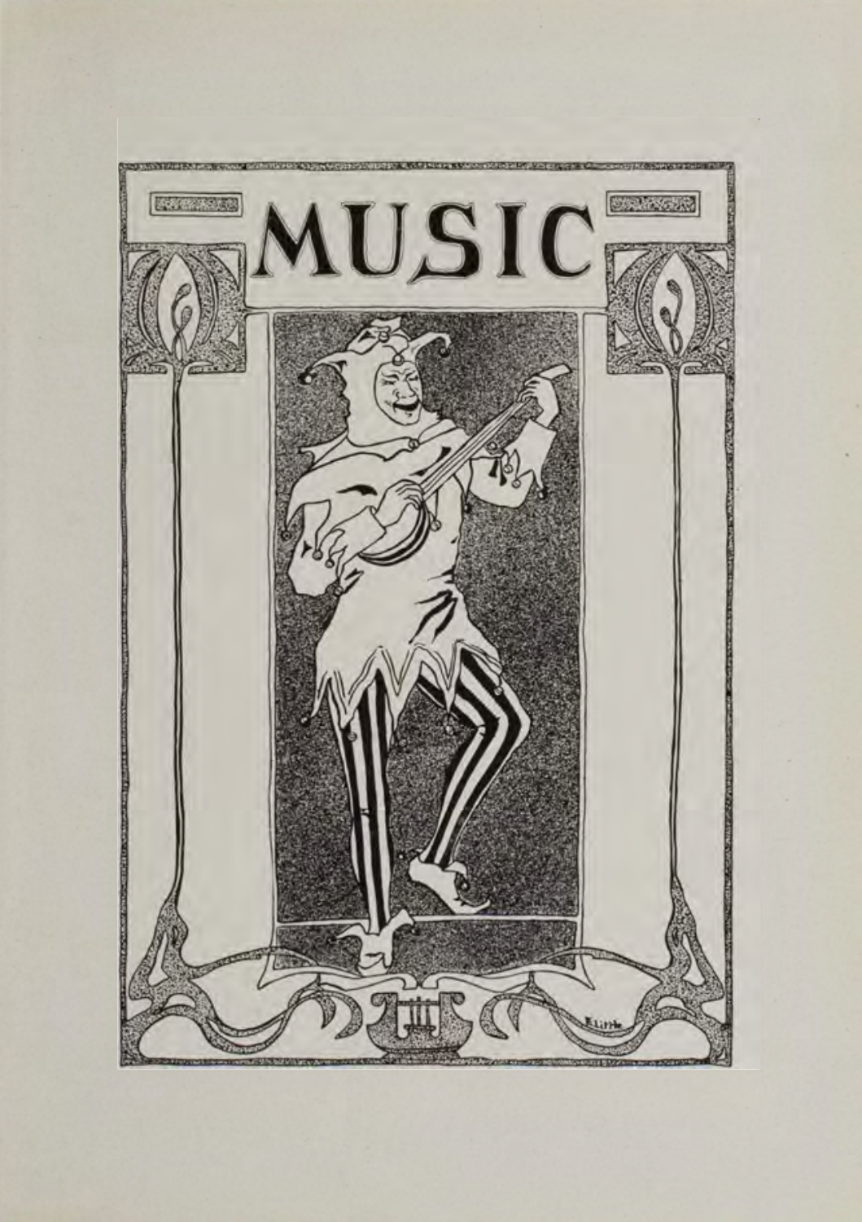# MUSIC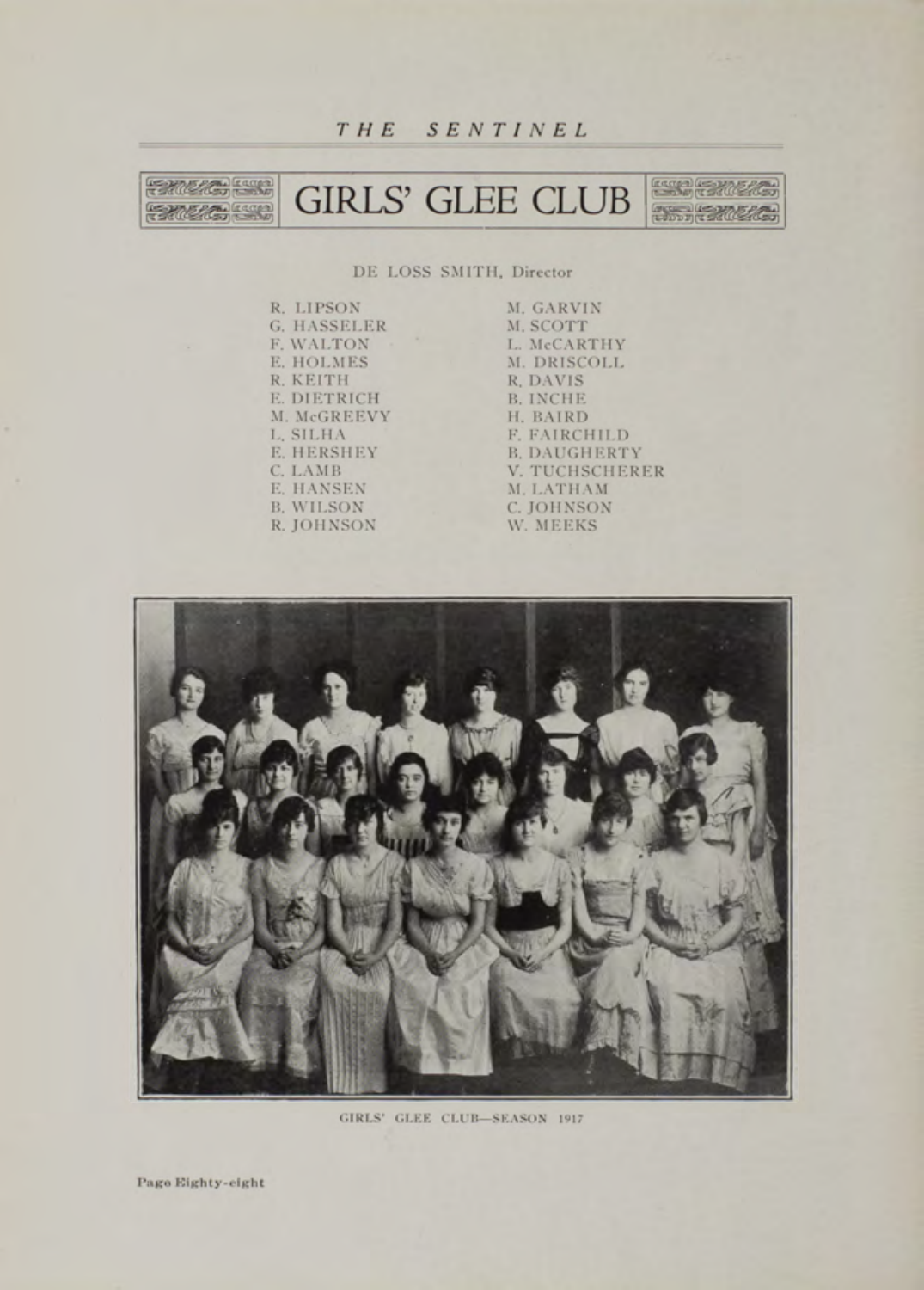# GIRLS' GLEE CLUB

DE LOSS SMITH, Director

R. LIPSON
G. HASSELER
F. WALTON
E. HOLMES
R. KEITH
E. DIETRICH
M. McGREEVY
L. SILHA
E. HERSHEY
C. LAMB
E. HANSEN
B. WILSON
R. JOHNSON
M. GARVIN
M. SCOTT
L. McCARTHY
M. DRISCOLL
R. DAVIS
B. INCHE
H. BAIRD
F. FAIRCHILD
B. DAUGHERTY
V. TUCHSCHERER
M. LATHAM
C. JOHNSON
W. MEEKS

GIRLS' GLEE CLUB—SEASON 1917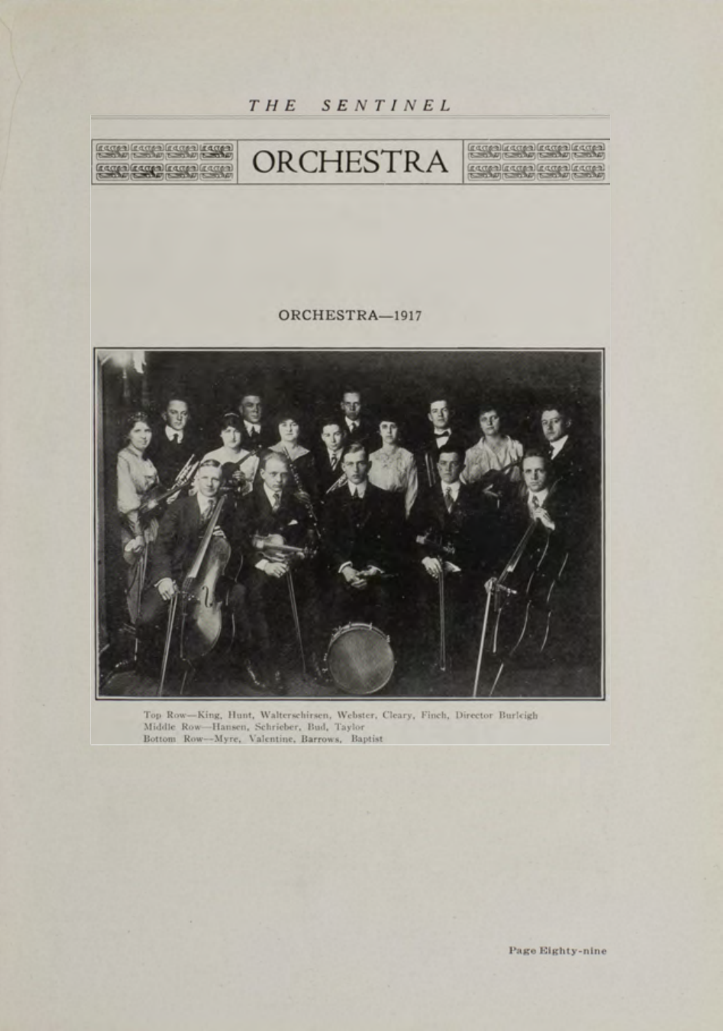# ORCHESTRA

## ORCHESTRA—1917

Top Row—King, Hunt, Walterschirsen, Webster, Cleary, Finch, Director Burleigh
Middle Row—Hansen, Schrieber, Bud, Taylor
Bottom Row—Myre, Valentine, Barrows, Baptist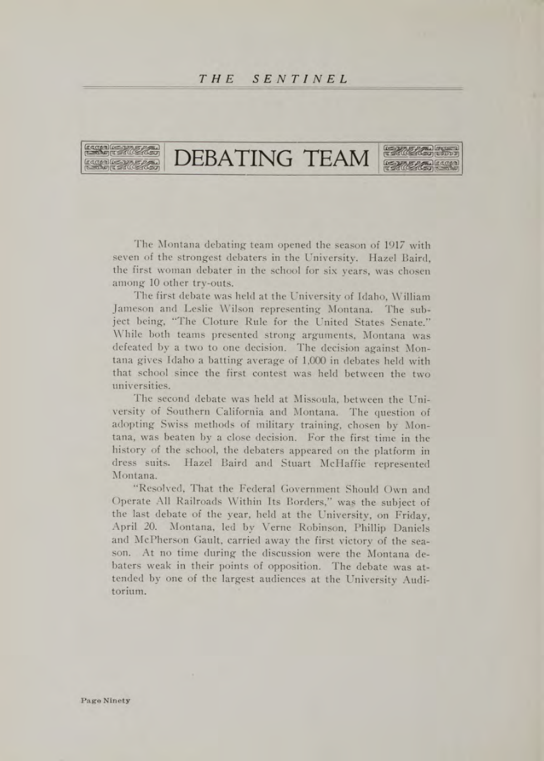# DEBATING TEAM

The Montana debating team opened the season of 1917 with seven of the strongest debaters in the University. Hazel Baird, the first woman debater in the school for six years, was chosen among 10 other try-outs.

The first debate was held at the University of Idaho, William Jameson and Leslie Wilson representing Montana. The subject being, "The Cloture Rule for the United States Senate." While both teams presented strong arguments, Montana was defeated by a two to one decision. The decision against Montana gives Idaho a batting average of 1,000 in debates held with that school since the first contest was held between the two universities.

The second debate was held at Missoula, between the University of Southern California and Montana. The question of adopting Swiss methods of military training, chosen by Montana, was beaten by a close decision. For the first time in the history of the school, the debaters appeared on the platform in dress suits. Hazel Baird and Stuart McHaffie represented Montana.

"Resolved, That the Federal Government Should Own and Operate All Railroads Within Its Borders," was the subject of the last debate of the year, held at the University, on Friday, April 20. Montana, led by Verne Robinson, Phillip Daniels and McPherson Gault, carried away the first victory of the season. At no time during the discussion were the Montana debaters weak in their points of opposition. The debate was attended by one of the largest audiences at the University Auditorium.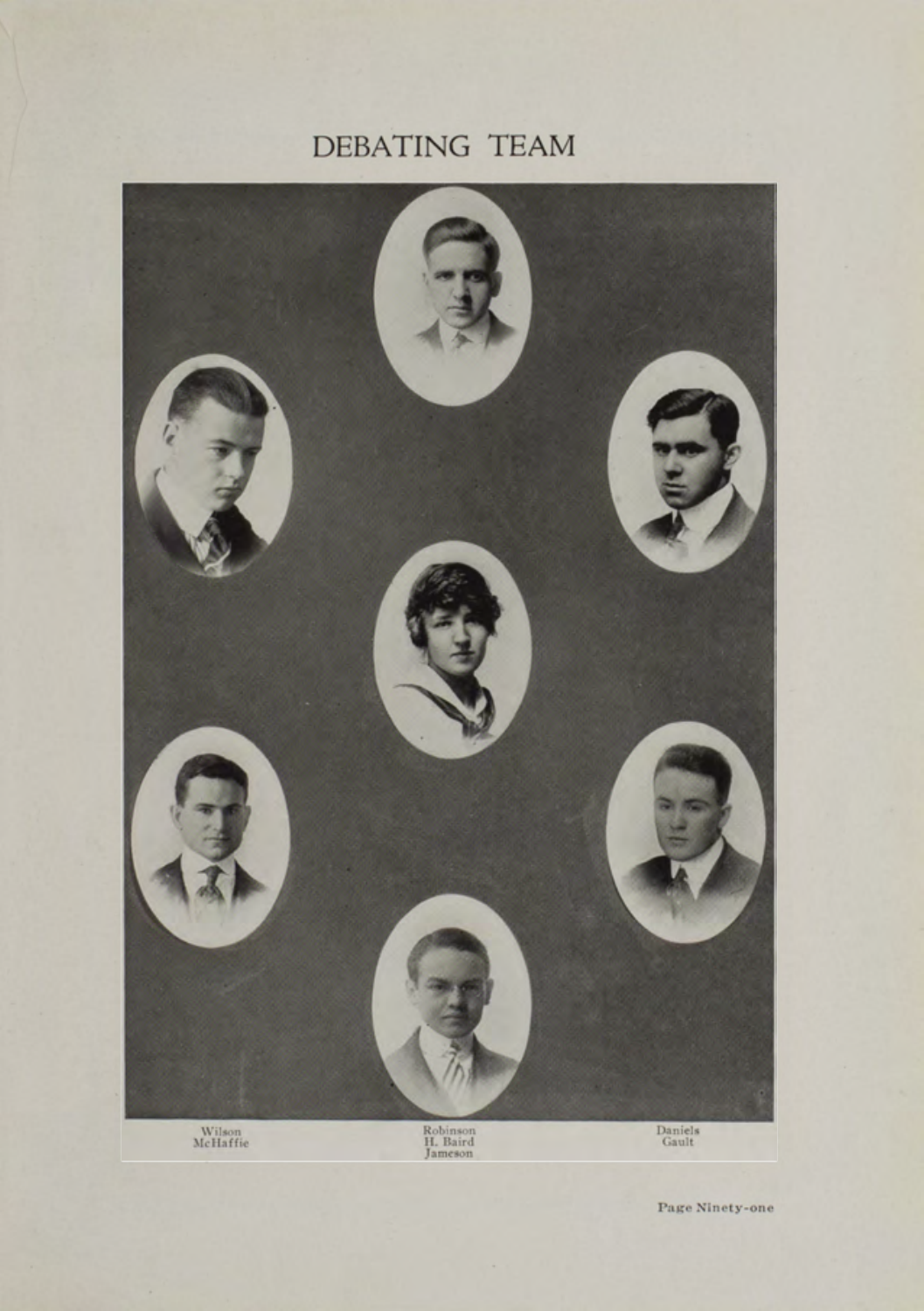# DEBATING TEAM

Wilson
McHaffie

Robinson
H. Baird
Jameson

Daniels
Gault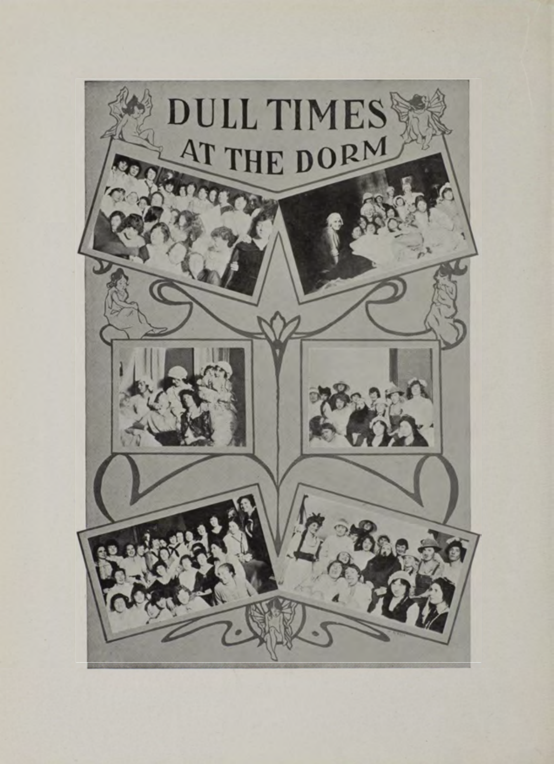# DULL TIMES AT THE DORM